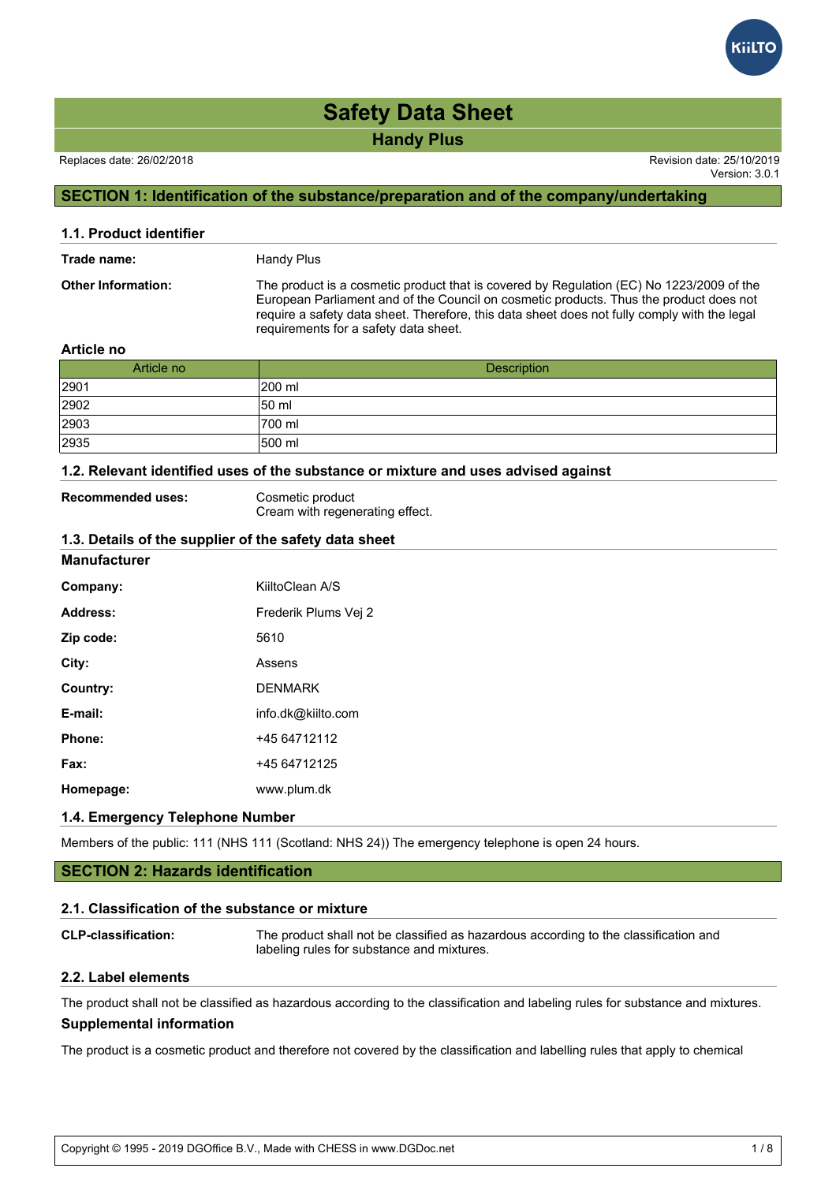# Safety Data Sheet

## Handy Plus

Replaces date: 26/02/2018

Revision date: 25/10/2019
Version: 3.0.1

## SECTION 1: Identification of the substance/preparation and of the company/undertaking

### 1.1. Product identifier

**Trade name:** Handy Plus

**Other Information:** The product is a cosmetic product that is covered by Regulation (EC) No 1223/2009 of the European Parliament and of the Council on cosmetic products. Thus the product does not require a safety data sheet. Therefore, this data sheet does not fully comply with the legal requirements for a safety data sheet.

**Article no**

| Article no | Description |
|---|---|
| 2901 | 200 ml |
| 2902 | 50 ml |
| 2903 | 700 ml |
| 2935 | 500 ml |

### 1.2. Relevant identified uses of the substance or mixture and uses advised against

**Recommended uses:** Cosmetic product
Cream with regenerating effect.

### 1.3. Details of the supplier of the safety data sheet

**Manufacturer**

**Company:** KiiltoClean A/S

**Address:** Frederik Plums Vej 2

**Zip code:** 5610

**City:** Assens

**Country:** DENMARK

**E-mail:** info.dk@kiilto.com

**Phone:** +45 64712112

**Fax:** +45 64712125

**Homepage:** www.plum.dk

### 1.4. Emergency Telephone Number

Members of the public: 111 (NHS 111 (Scotland: NHS 24)) The emergency telephone is open 24 hours.

## SECTION 2: Hazards identification

### 2.1. Classification of the substance or mixture

**CLP-classification:** The product shall not be classified as hazardous according to the classification and labeling rules for substance and mixtures.

### 2.2. Label elements

The product shall not be classified as hazardous according to the classification and labeling rules for substance and mixtures.

**Supplemental information**

The product is a cosmetic product and therefore not covered by the classification and labelling rules that apply to chemical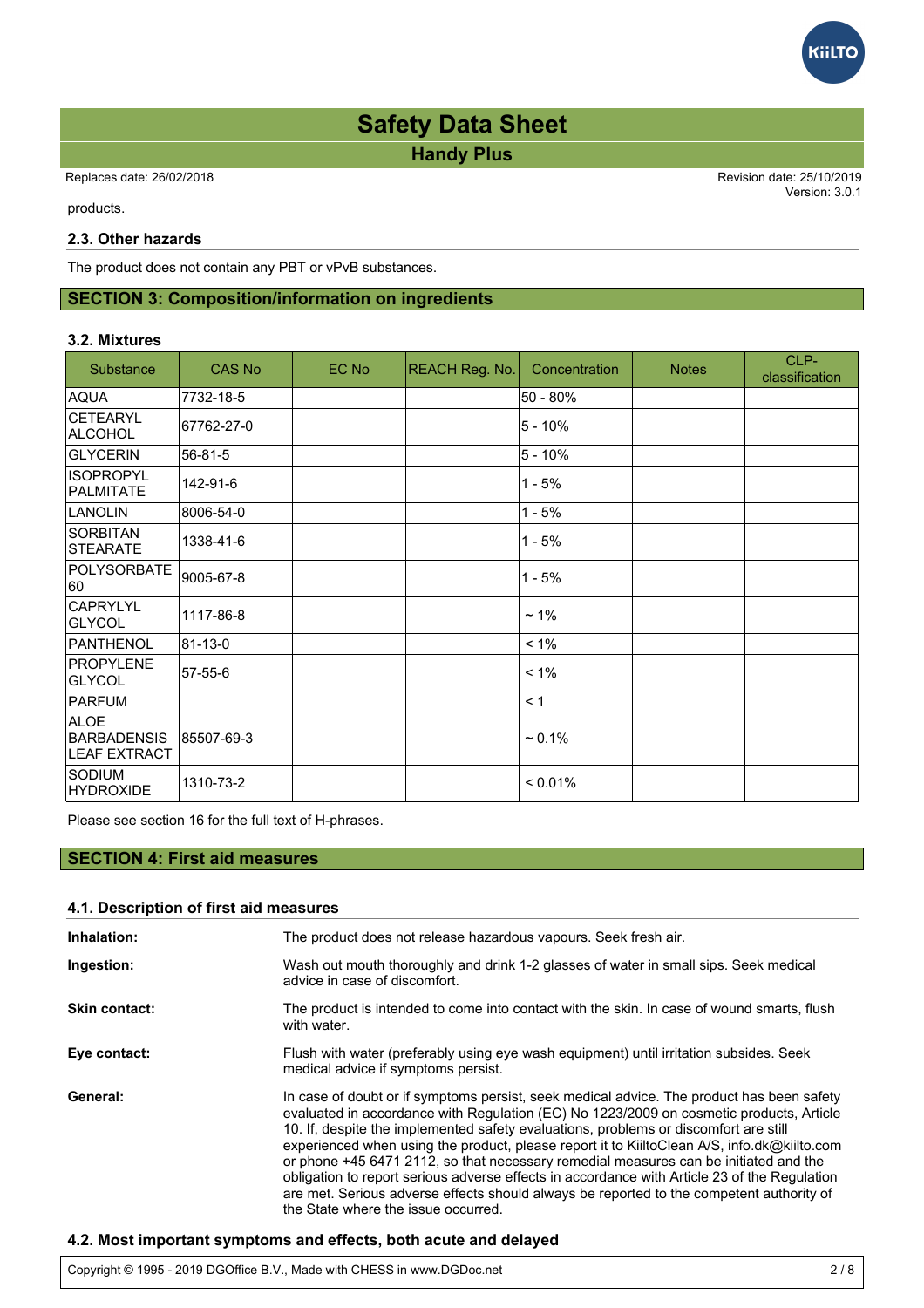products.

### 2.3. Other hazards

The product does not contain any PBT or vPvB substances.

## SECTION 3: Composition/information on ingredients

### 3.2. Mixtures

| Substance | CAS No | EC No | REACH Reg. No. | Concentration | Notes | CLP-classification |
|---|---|---|---|---|---|---|
| AQUA | 7732-18-5 | | | 50 - 80% | | |
| CETEARYL ALCOHOL | 67762-27-0 | | | 5 - 10% | | |
| GLYCERIN | 56-81-5 | | | 5 - 10% | | |
| ISOPROPYL PALMITATE | 142-91-6 | | | 1 - 5% | | |
| LANOLIN | 8006-54-0 | | | 1 - 5% | | |
| SORBITAN STEARATE | 1338-41-6 | | | 1 - 5% | | |
| POLYSORBATE 60 | 9005-67-8 | | | 1 - 5% | | |
| CAPRYLYL GLYCOL | 1117-86-8 | | | ~ 1% | | |
| PANTHENOL | 81-13-0 | | | < 1% | | |
| PROPYLENE GLYCOL | 57-55-6 | | | < 1% | | |
| PARFUM | | | | < 1 | | |
| ALOE BARBADENSIS LEAF EXTRACT | 85507-69-3 | | | ~ 0.1% | | |
| SODIUM HYDROXIDE | 1310-73-2 | | | < 0.01% | | |

Please see section 16 for the full text of H-phrases.

## SECTION 4: First aid measures

### 4.1. Description of first aid measures

**Inhalation:** The product does not release hazardous vapours. Seek fresh air.

**Ingestion:** Wash out mouth thoroughly and drink 1-2 glasses of water in small sips. Seek medical advice in case of discomfort.

**Skin contact:** The product is intended to come into contact with the skin. In case of wound smarts, flush with water.

**Eye contact:** Flush with water (preferably using eye wash equipment) until irritation subsides. Seek medical advice if symptoms persist.

**General:** In case of doubt or if symptoms persist, seek medical advice. The product has been safety evaluated in accordance with Regulation (EC) No 1223/2009 on cosmetic products, Article 10. If, despite the implemented safety evaluations, problems or discomfort are still experienced when using the product, please report it to KiiltoClean A/S, info.dk@kiilto.com or phone +45 6471 2112, so that necessary remedial measures can be initiated and the obligation to report serious adverse effects in accordance with Article 23 of the Regulation are met. Serious adverse effects should always be reported to the competent authority of the State where the issue occurred.

### 4.2. Most important symptoms and effects, both acute and delayed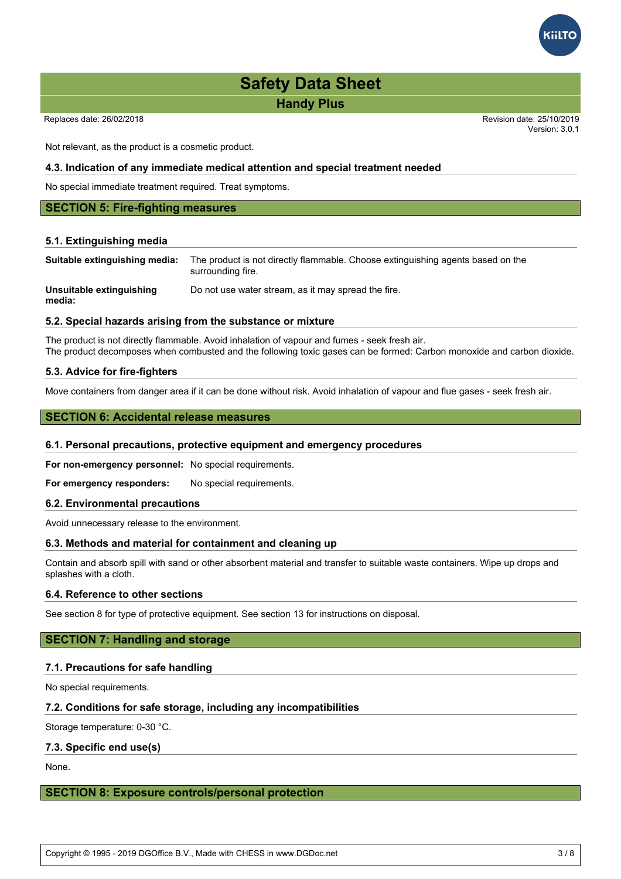Not relevant, as the product is a cosmetic product.

### 4.3. Indication of any immediate medical attention and special treatment needed

No special immediate treatment required. Treat symptoms.

## SECTION 5: Fire-fighting measures

### 5.1. Extinguishing media

**Suitable extinguishing media:** The product is not directly flammable. Choose extinguishing agents based on the surrounding fire.

**Unsuitable extinguishing media:** Do not use water stream, as it may spread the fire.

### 5.2. Special hazards arising from the substance or mixture

The product is not directly flammable. Avoid inhalation of vapour and fumes - seek fresh air.
The product decomposes when combusted and the following toxic gases can be formed: Carbon monoxide and carbon dioxide.

### 5.3. Advice for fire-fighters

Move containers from danger area if it can be done without risk. Avoid inhalation of vapour and flue gases - seek fresh air.

## SECTION 6: Accidental release measures

### 6.1. Personal precautions, protective equipment and emergency procedures

**For non-emergency personnel:** No special requirements.

**For emergency responders:** No special requirements.

### 6.2. Environmental precautions

Avoid unnecessary release to the environment.

### 6.3. Methods and material for containment and cleaning up

Contain and absorb spill with sand or other absorbent material and transfer to suitable waste containers. Wipe up drops and splashes with a cloth.

### 6.4. Reference to other sections

See section 8 for type of protective equipment. See section 13 for instructions on disposal.

## SECTION 7: Handling and storage

### 7.1. Precautions for safe handling

No special requirements.

### 7.2. Conditions for safe storage, including any incompatibilities

Storage temperature: 0-30 °C.

### 7.3. Specific end use(s)

None.

## SECTION 8: Exposure controls/personal protection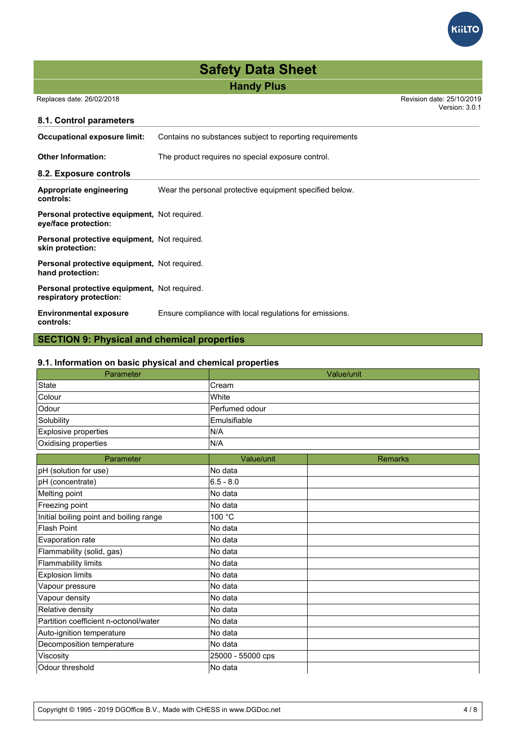### 8.1. Control parameters

**Occupational exposure limit:** Contains no substances subject to reporting requirements

**Other Information:** The product requires no special exposure control.

### 8.2. Exposure controls

**Appropriate engineering controls:** Wear the personal protective equipment specified below.

**Personal protective equipment, eye/face protection:** Not required.

**Personal protective equipment, skin protection:** Not required.

**Personal protective equipment, hand protection:** Not required.

**Personal protective equipment, respiratory protection:** Not required.

**Environmental exposure controls:** Ensure compliance with local regulations for emissions.

## SECTION 9: Physical and chemical properties

### 9.1. Information on basic physical and chemical properties

| Parameter | Value/unit |
|---|---|
| State | Cream |
| Colour | White |
| Odour | Perfumed odour |
| Solubility | Emulsifiable |
| Explosive properties | N/A |
| Oxidising properties | N/A |

| Parameter | Value/unit | Remarks |
|---|---|---|
| pH (solution for use) | No data | |
| pH (concentrate) | 6.5 - 8.0 | |
| Melting point | No data | |
| Freezing point | No data | |
| Initial boiling point and boiling range | 100 °C | |
| Flash Point | No data | |
| Evaporation rate | No data | |
| Flammability (solid, gas) | No data | |
| Flammability limits | No data | |
| Explosion limits | No data | |
| Vapour pressure | No data | |
| Vapour density | No data | |
| Relative density | No data | |
| Partition coefficient n-octonol/water | No data | |
| Auto-ignition temperature | No data | |
| Decomposition temperature | No data | |
| Viscosity | 25000 - 55000 cps | |
| Odour threshold | No data | |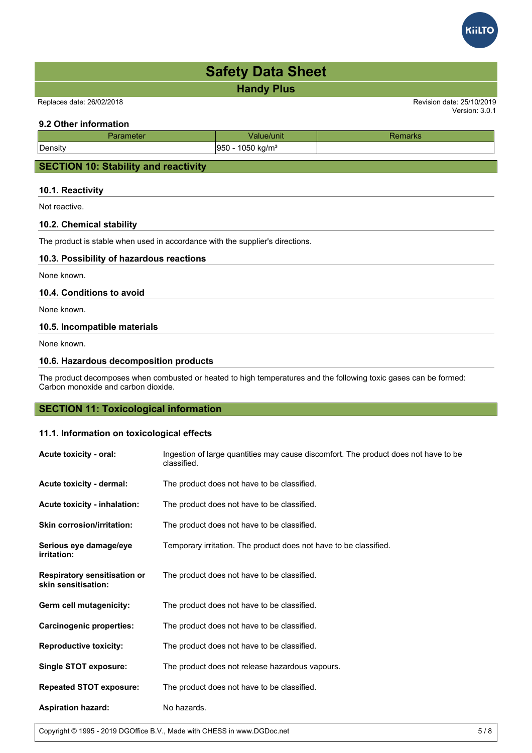### 9.2 Other information

| Parameter | Value/unit | Remarks |
|---|---|---|
| Density | 950 - 1050 kg/m³ | |

## SECTION 10: Stability and reactivity

### 10.1. Reactivity

Not reactive.

### 10.2. Chemical stability

The product is stable when used in accordance with the supplier's directions.

### 10.3. Possibility of hazardous reactions

None known.

### 10.4. Conditions to avoid

None known.

### 10.5. Incompatible materials

None known.

### 10.6. Hazardous decomposition products

The product decomposes when combusted or heated to high temperatures and the following toxic gases can be formed: Carbon monoxide and carbon dioxide.

## SECTION 11: Toxicological information

### 11.1. Information on toxicological effects

**Acute toxicity - oral:** Ingestion of large quantities may cause discomfort. The product does not have to be classified.

**Acute toxicity - dermal:** The product does not have to be classified.

**Acute toxicity - inhalation:** The product does not have to be classified.

**Skin corrosion/irritation:** The product does not have to be classified.

**Serious eye damage/eye irritation:** Temporary irritation. The product does not have to be classified.

**Respiratory sensitisation or skin sensitisation:** The product does not have to be classified.

**Germ cell mutagenicity:** The product does not have to be classified.

**Carcinogenic properties:** The product does not have to be classified.

**Reproductive toxicity:** The product does not have to be classified.

**Single STOT exposure:** The product does not release hazardous vapours.

**Repeated STOT exposure:** The product does not have to be classified.

**Aspiration hazard:** No hazards.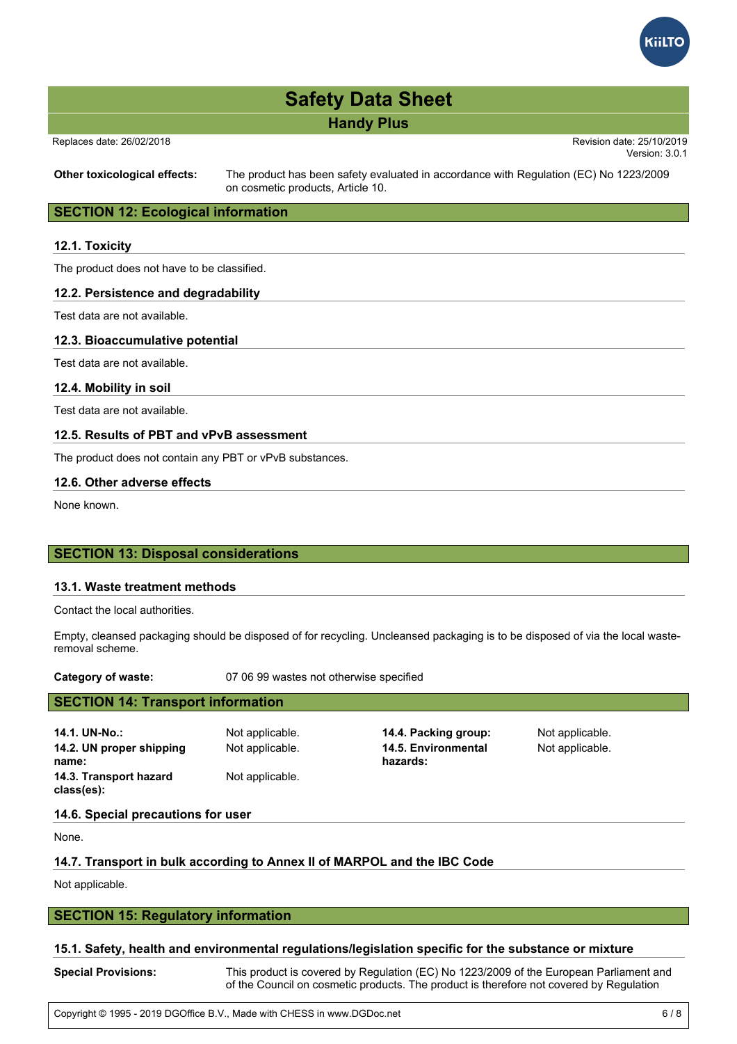**Other toxicological effects:** The product has been safety evaluated in accordance with Regulation (EC) No 1223/2009 on cosmetic products, Article 10.

## SECTION 12: Ecological information

### 12.1. Toxicity

The product does not have to be classified.

### 12.2. Persistence and degradability

Test data are not available.

### 12.3. Bioaccumulative potential

Test data are not available.

### 12.4. Mobility in soil

Test data are not available.

### 12.5. Results of PBT and vPvB assessment

The product does not contain any PBT or vPvB substances.

### 12.6. Other adverse effects

None known.

## SECTION 13: Disposal considerations

### 13.1. Waste treatment methods

Contact the local authorities.

Empty, cleansed packaging should be disposed of for recycling. Uncleansed packaging is to be disposed of via the local waste-removal scheme.

**Category of waste:** 07 06 99 wastes not otherwise specified

## SECTION 14: Transport information

| | | | |
|---|---|---|---|
| **14.1. UN-No.:** | Not applicable. | **14.4. Packing group:** | Not applicable. |
| **14.2. UN proper shipping name:** | Not applicable. | **14.5. Environmental hazards:** | Not applicable. |
| **14.3. Transport hazard class(es):** | Not applicable. | | |

### 14.6. Special precautions for user

None.

### 14.7. Transport in bulk according to Annex II of MARPOL and the IBC Code

Not applicable.

## SECTION 15: Regulatory information

### 15.1. Safety, health and environmental regulations/legislation specific for the substance or mixture

**Special Provisions:** This product is covered by Regulation (EC) No 1223/2009 of the European Parliament and of the Council on cosmetic products. The product is therefore not covered by Regulation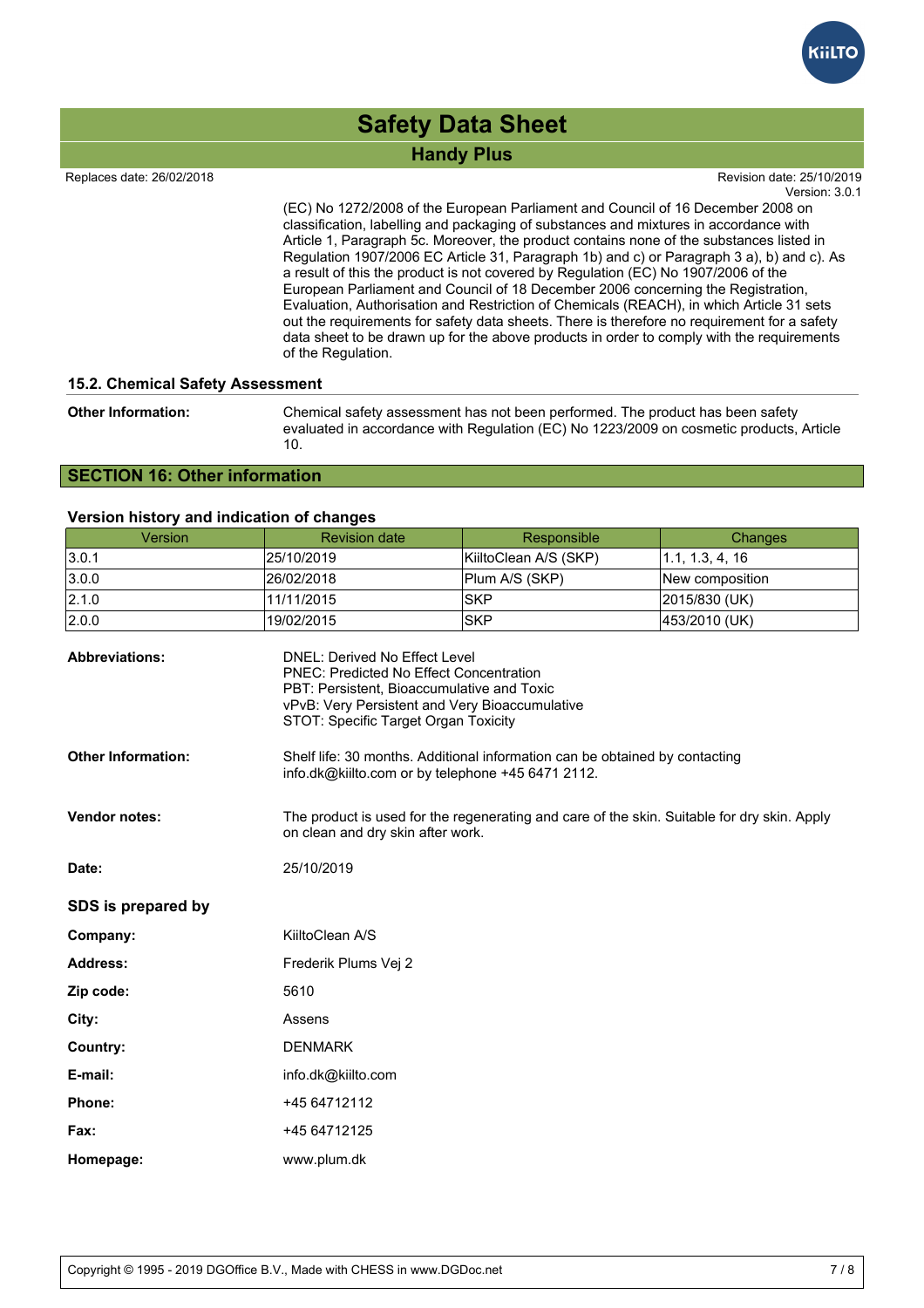(EC) No 1272/2008 of the European Parliament and Council of 16 December 2008 on classification, labelling and packaging of substances and mixtures in accordance with Article 1, Paragraph 5c. Moreover, the product contains none of the substances listed in Regulation 1907/2006 EC Article 31, Paragraph 1b) and c) or Paragraph 3 a), b) and c). As a result of this the product is not covered by Regulation (EC) No 1907/2006 of the European Parliament and Council of 18 December 2006 concerning the Registration, Evaluation, Authorisation and Restriction of Chemicals (REACH), in which Article 31 sets out the requirements for safety data sheets. There is therefore no requirement for a safety data sheet to be drawn up for the above products in order to comply with the requirements of the Regulation.

### 15.2. Chemical Safety Assessment

**Other Information:** Chemical safety assessment has not been performed. The product has been safety evaluated in accordance with Regulation (EC) No 1223/2009 on cosmetic products, Article 10.

## SECTION 16: Other information

### Version history and indication of changes

| Version | Revision date | Responsible | Changes |
|---|---|---|---|
| 3.0.1 | 25/10/2019 | KiiltoClean A/S (SKP) | 1.1, 1.3, 4, 16 |
| 3.0.0 | 26/02/2018 | Plum A/S (SKP) | New composition |
| 2.1.0 | 11/11/2015 | SKP | 2015/830 (UK) |
| 2.0.0 | 19/02/2015 | SKP | 453/2010 (UK) |

**Abbreviations:**
DNEL: Derived No Effect Level
PNEC: Predicted No Effect Concentration
PBT: Persistent, Bioaccumulative and Toxic
vPvB: Very Persistent and Very Bioaccumulative
STOT: Specific Target Organ Toxicity

**Other Information:** Shelf life: 30 months. Additional information can be obtained by contacting info.dk@kiilto.com or by telephone +45 6471 2112.

**Vendor notes:** The product is used for the regenerating and care of the skin. Suitable for dry skin. Apply on clean and dry skin after work.

**Date:** 25/10/2019

### SDS is prepared by

**Company:** KiiltoClean A/S

**Address:** Frederik Plums Vej 2

**Zip code:** 5610

**City:** Assens

**Country:** DENMARK

**E-mail:** info.dk@kiilto.com

**Phone:** +45 64712112

**Fax:** +45 64712125

**Homepage:** www.plum.dk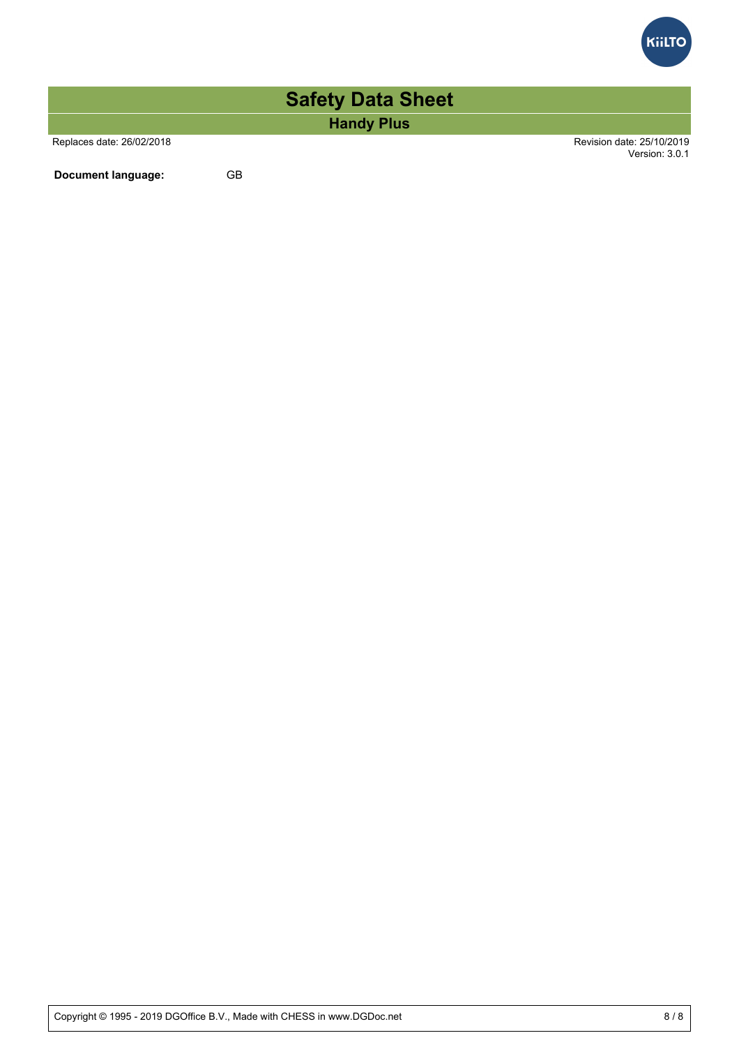**Document language:** GB